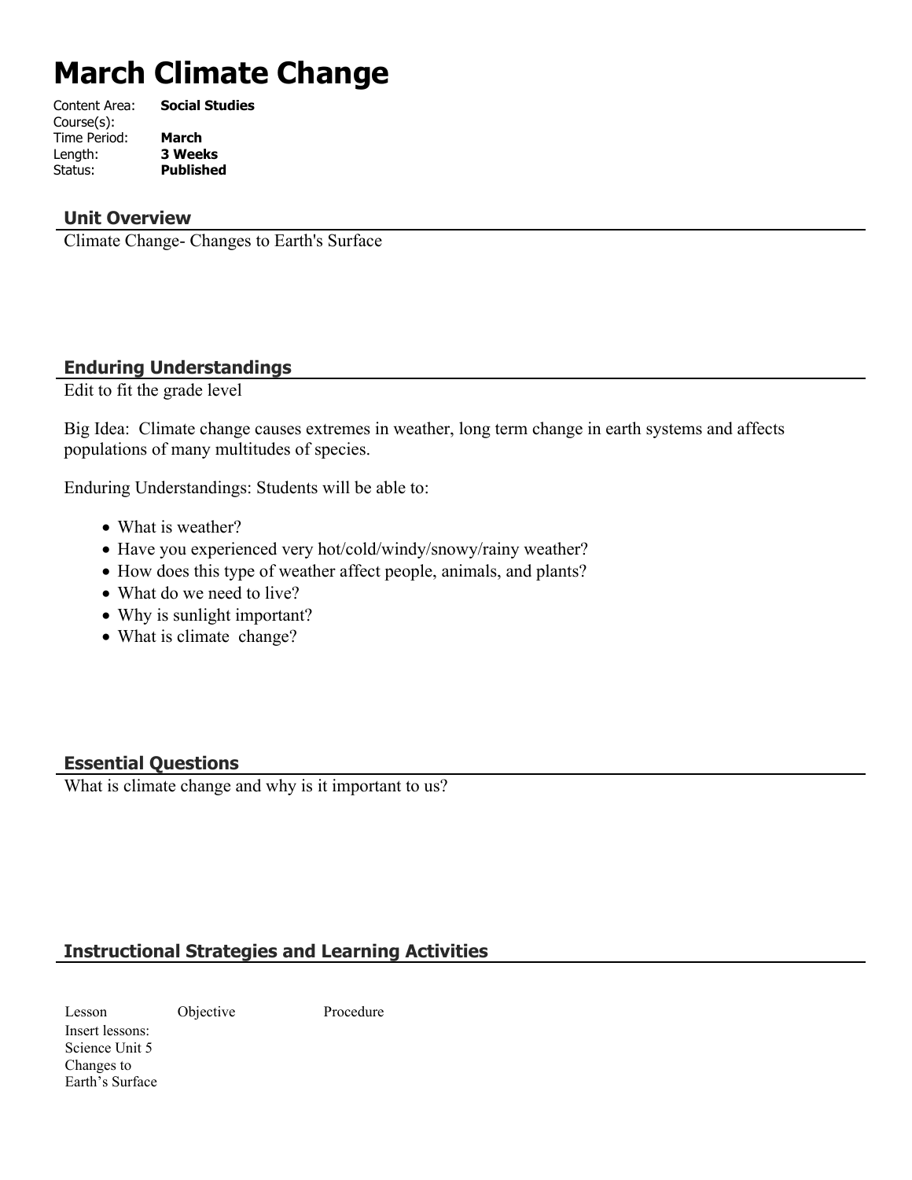# March Climate Change

Content Area: **Social Studies**
Course(s):
Time Period: **March**
Length: **3 Weeks**
Status: **Published**

## Unit Overview

Climate Change- Changes to Earth's Surface

## Enduring Understandings

Edit to fit the grade level

Big Idea: Climate change causes extremes in weather, long term change in earth systems and affects populations of many multitudes of species.

Enduring Understandings: Students will be able to:

- What is weather?
- Have you experienced very hot/cold/windy/snowy/rainy weather?
- How does this type of weather affect people, animals, and plants?
- What do we need to live?
- Why is sunlight important?
- What is climate change?

## Essential Questions

What is climate change and why is it important to us?

## Instructional Strategies and Learning Activities

| Lesson | Objective | Procedure |
| --- | --- | --- |
| Insert lessons: Science Unit 5 Changes to Earth's Surface | | |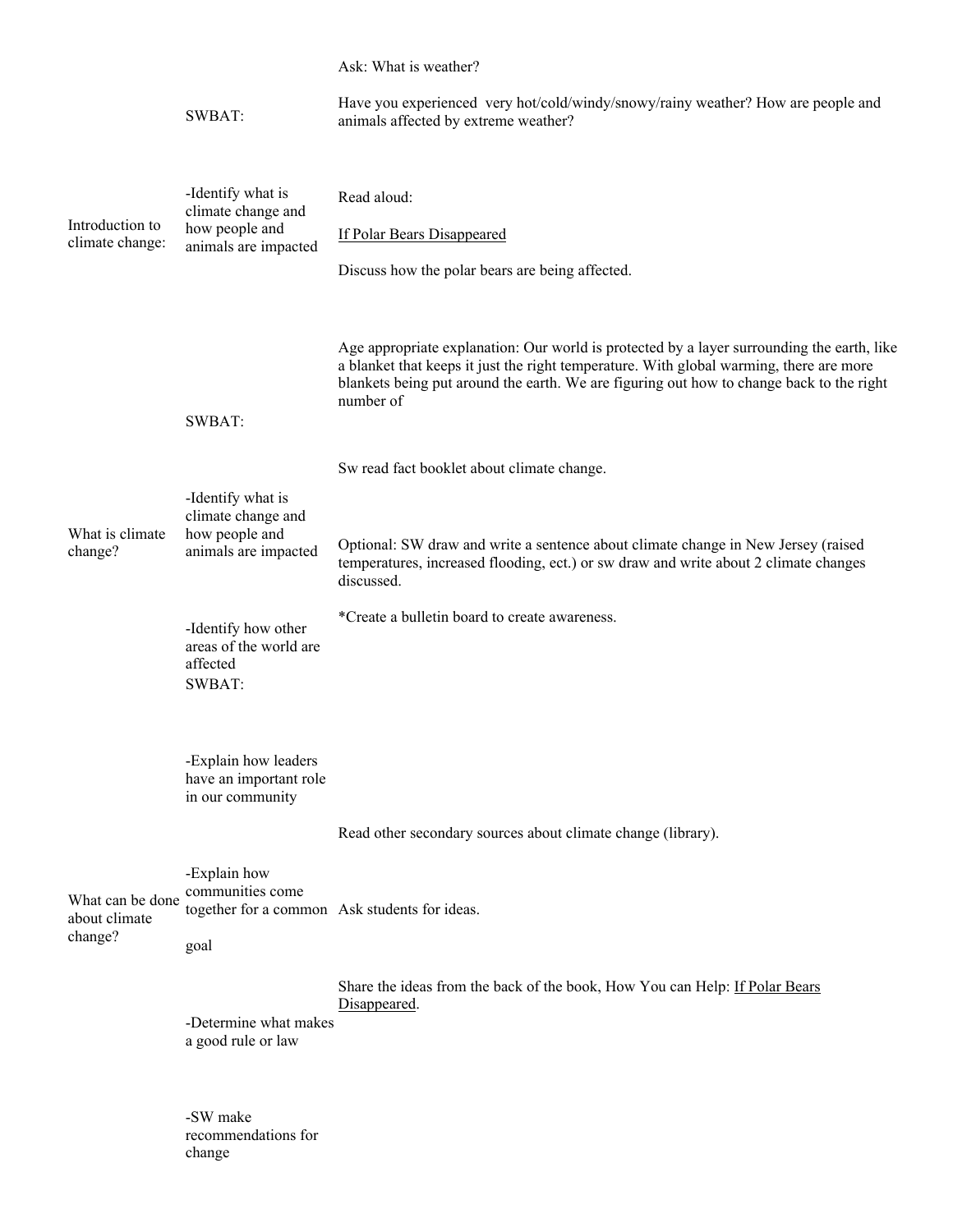| | | |
|---|---|---|
| Introduction to climate change: | SWBAT:<br><br>-Identify what is climate change and how people and animals are impacted | Ask: What is weather?<br><br>Have you experienced very hot/cold/windy/snowy/rainy weather? How are people and animals affected by extreme weather?<br><br>Read aloud:<br><br>If Polar Bears Disappeared<br><br>Discuss how the polar bears are being affected. |
| What is climate change? | SWBAT:<br><br>-Identify what is climate change and how people and animals are impacted<br><br>-Identify how other areas of the world are affected | Age appropriate explanation: Our world is protected by a layer surrounding the earth, like a blanket that keeps it just the right temperature. With global warming, there are more blankets being put around the earth. We are figuring out how to change back to the right number of<br><br>Sw read fact booklet about climate change.<br><br>Optional: SW draw and write a sentence about climate change in New Jersey (raised temperatures, increased flooding, ect.) or sw draw and write about 2 climate changes discussed.<br><br>*Create a bulletin board to create awareness. |
| What can be done about climate change? | SWBAT:<br><br>-Explain how leaders have an important role in our community<br><br>-Explain how communities come together for a common goal<br><br>-Determine what makes a good rule or law<br><br>-SW make recommendations for change | Read other secondary sources about climate change (library).<br><br>Ask students for ideas.<br><br>Share the ideas from the back of the book, How You can Help: If Polar Bears Disappeared. |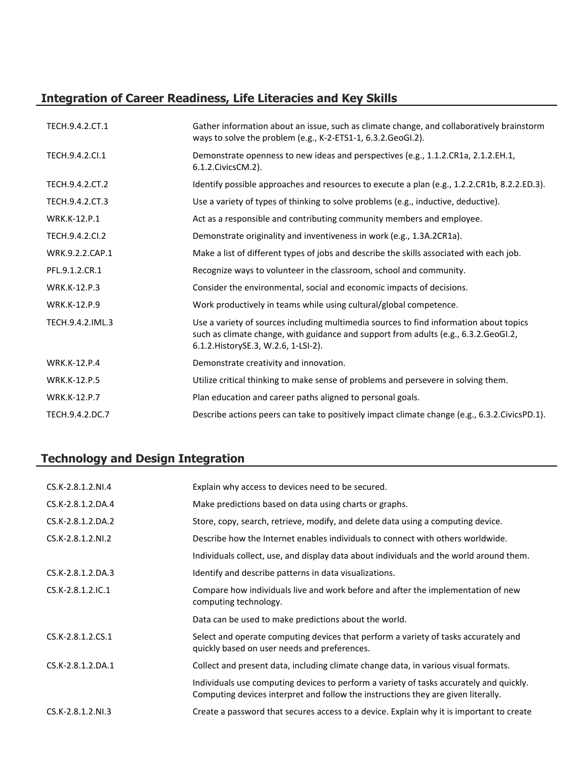## Integration of Career Readiness, Life Literacies and Key Skills

| | |
|---|---|
| TECH.9.4.2.CT.1 | Gather information about an issue, such as climate change, and collaboratively brainstorm ways to solve the problem (e.g., K-2-ETS1-1, 6.3.2.GeoGI.2). |
| TECH.9.4.2.CI.1 | Demonstrate openness to new ideas and perspectives (e.g., 1.1.2.CR1a, 2.1.2.EH.1, 6.1.2.CivicsCM.2). |
| TECH.9.4.2.CT.2 | Identify possible approaches and resources to execute a plan (e.g., 1.2.2.CR1b, 8.2.2.ED.3). |
| TECH.9.4.2.CT.3 | Use a variety of types of thinking to solve problems (e.g., inductive, deductive). |
| WRK.K-12.P.1 | Act as a responsible and contributing community members and employee. |
| TECH.9.4.2.CI.2 | Demonstrate originality and inventiveness in work (e.g., 1.3A.2CR1a). |
| WRK.9.2.2.CAP.1 | Make a list of different types of jobs and describe the skills associated with each job. |
| PFL.9.1.2.CR.1 | Recognize ways to volunteer in the classroom, school and community. |
| WRK.K-12.P.3 | Consider the environmental, social and economic impacts of decisions. |
| WRK.K-12.P.9 | Work productively in teams while using cultural/global competence. |
| TECH.9.4.2.IML.3 | Use a variety of sources including multimedia sources to find information about topics such as climate change, with guidance and support from adults (e.g., 6.3.2.GeoGI.2, 6.1.2.HistorySE.3, W.2.6, 1-LSI-2). |
| WRK.K-12.P.4 | Demonstrate creativity and innovation. |
| WRK.K-12.P.5 | Utilize critical thinking to make sense of problems and persevere in solving them. |
| WRK.K-12.P.7 | Plan education and career paths aligned to personal goals. |
| TECH.9.4.2.DC.7 | Describe actions peers can take to positively impact climate change (e.g., 6.3.2.CivicsPD.1). |

## Technology and Design Integration

| | |
|---|---|
| CS.K-2.8.1.2.NI.4 | Explain why access to devices need to be secured. |
| CS.K-2.8.1.2.DA.4 | Make predictions based on data using charts or graphs. |
| CS.K-2.8.1.2.DA.2 | Store, copy, search, retrieve, modify, and delete data using a computing device. |
| CS.K-2.8.1.2.NI.2 | Describe how the Internet enables individuals to connect with others worldwide. |
| | Individuals collect, use, and display data about individuals and the world around them. |
| CS.K-2.8.1.2.DA.3 | Identify and describe patterns in data visualizations. |
| CS.K-2.8.1.2.IC.1 | Compare how individuals live and work before and after the implementation of new computing technology. |
| | Data can be used to make predictions about the world. |
| CS.K-2.8.1.2.CS.1 | Select and operate computing devices that perform a variety of tasks accurately and quickly based on user needs and preferences. |
| CS.K-2.8.1.2.DA.1 | Collect and present data, including climate change data, in various visual formats. |
| | Individuals use computing devices to perform a variety of tasks accurately and quickly. Computing devices interpret and follow the instructions they are given literally. |
| CS.K-2.8.1.2.NI.3 | Create a password that secures access to a device. Explain why it is important to create |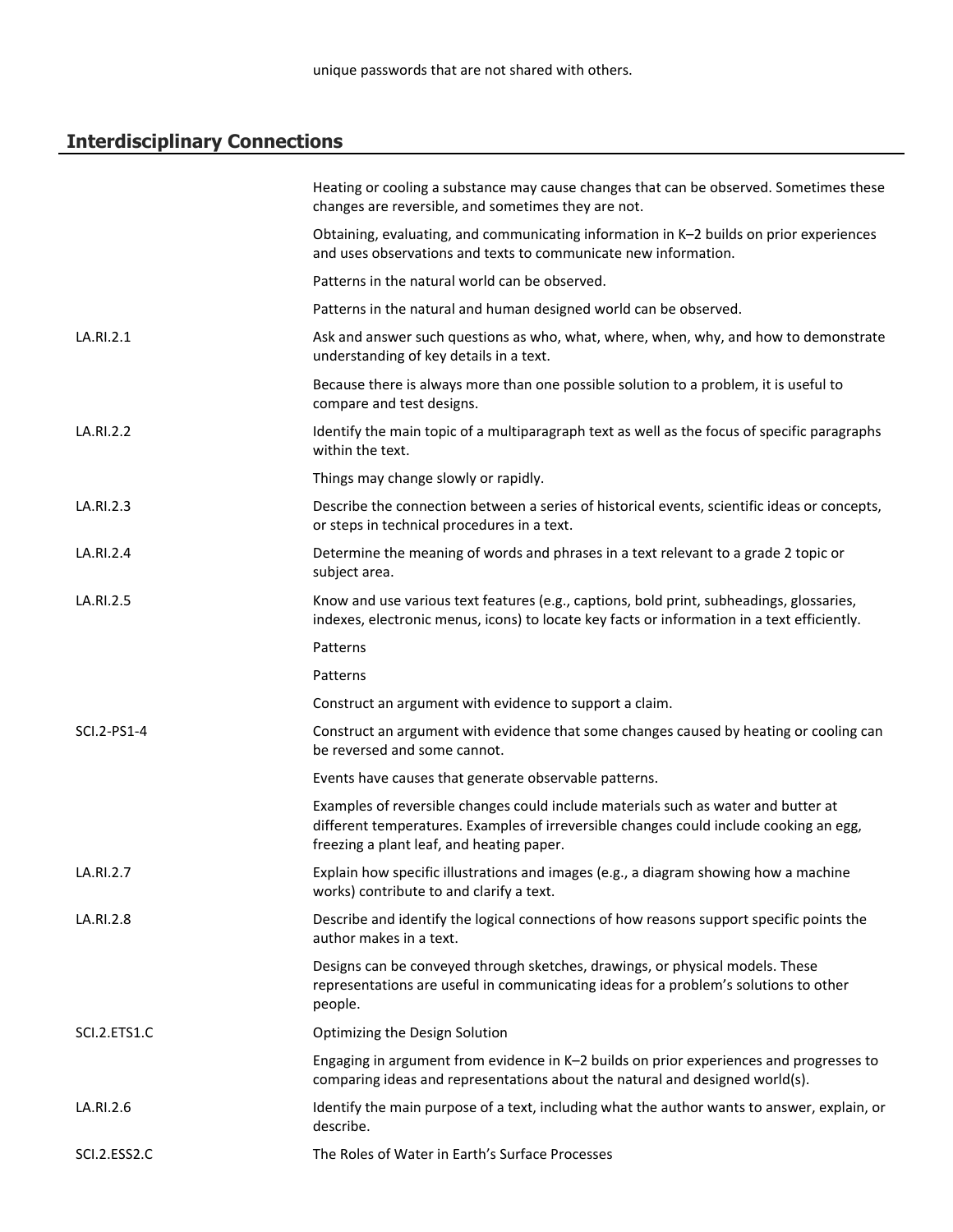unique passwords that are not shared with others.

## Interdisciplinary Connections

| | |
|---|---|
| | Heating or cooling a substance may cause changes that can be observed. Sometimes these changes are reversible, and sometimes they are not. |
| | Obtaining, evaluating, and communicating information in K–2 builds on prior experiences and uses observations and texts to communicate new information. |
| | Patterns in the natural world can be observed. |
| | Patterns in the natural and human designed world can be observed. |
| LA.RI.2.1 | Ask and answer such questions as who, what, where, when, why, and how to demonstrate understanding of key details in a text. |
| | Because there is always more than one possible solution to a problem, it is useful to compare and test designs. |
| LA.RI.2.2 | Identify the main topic of a multiparagraph text as well as the focus of specific paragraphs within the text. |
| | Things may change slowly or rapidly. |
| LA.RI.2.3 | Describe the connection between a series of historical events, scientific ideas or concepts, or steps in technical procedures in a text. |
| LA.RI.2.4 | Determine the meaning of words and phrases in a text relevant to a grade 2 topic or subject area. |
| LA.RI.2.5 | Know and use various text features (e.g., captions, bold print, subheadings, glossaries, indexes, electronic menus, icons) to locate key facts or information in a text efficiently. |
| | Patterns |
| | Patterns |
| | Construct an argument with evidence to support a claim. |
| SCI.2-PS1-4 | Construct an argument with evidence that some changes caused by heating or cooling can be reversed and some cannot. |
| | Events have causes that generate observable patterns. |
| | Examples of reversible changes could include materials such as water and butter at different temperatures. Examples of irreversible changes could include cooking an egg, freezing a plant leaf, and heating paper. |
| LA.RI.2.7 | Explain how specific illustrations and images (e.g., a diagram showing how a machine works) contribute to and clarify a text. |
| LA.RI.2.8 | Describe and identify the logical connections of how reasons support specific points the author makes in a text. |
| | Designs can be conveyed through sketches, drawings, or physical models. These representations are useful in communicating ideas for a problem's solutions to other people. |
| SCI.2.ETS1.C | Optimizing the Design Solution |
| | Engaging in argument from evidence in K–2 builds on prior experiences and progresses to comparing ideas and representations about the natural and designed world(s). |
| LA.RI.2.6 | Identify the main purpose of a text, including what the author wants to answer, explain, or describe. |
| SCI.2.ESS2.C | The Roles of Water in Earth's Surface Processes |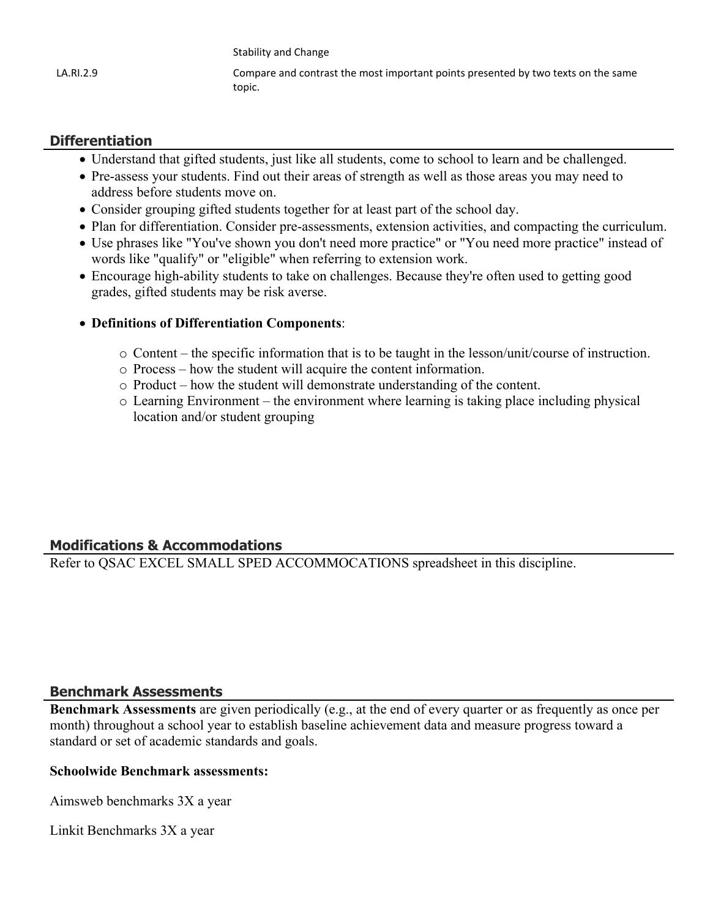| | |
|---|---|
| | Stability and Change |
| LA.RI.2.9 | Compare and contrast the most important points presented by two texts on the same topic. |

## Differentiation

- Understand that gifted students, just like all students, come to school to learn and be challenged.
- Pre-assess your students. Find out their areas of strength as well as those areas you may need to address before students move on.
- Consider grouping gifted students together for at least part of the school day.
- Plan for differentiation. Consider pre-assessments, extension activities, and compacting the curriculum.
- Use phrases like "You've shown you don't need more practice" or "You need more practice" instead of words like "qualify" or "eligible" when referring to extension work.
- Encourage high-ability students to take on challenges. Because they're often used to getting good grades, gifted students may be risk averse.
- **Definitions of Differentiation Components**:
  - Content – the specific information that is to be taught in the lesson/unit/course of instruction.
  - Process – how the student will acquire the content information.
  - Product – how the student will demonstrate understanding of the content.
  - Learning Environment – the environment where learning is taking place including physical location and/or student grouping

## Modifications & Accommodations

Refer to QSAC EXCEL SMALL SPED ACCOMMOCATIONS spreadsheet in this discipline.

## Benchmark Assessments

**Benchmark Assessments** are given periodically (e.g., at the end of every quarter or as frequently as once per month) throughout a school year to establish baseline achievement data and measure progress toward a standard or set of academic standards and goals.

**Schoolwide Benchmark assessments:**

Aimsweb benchmarks 3X a year

Linkit Benchmarks 3X a year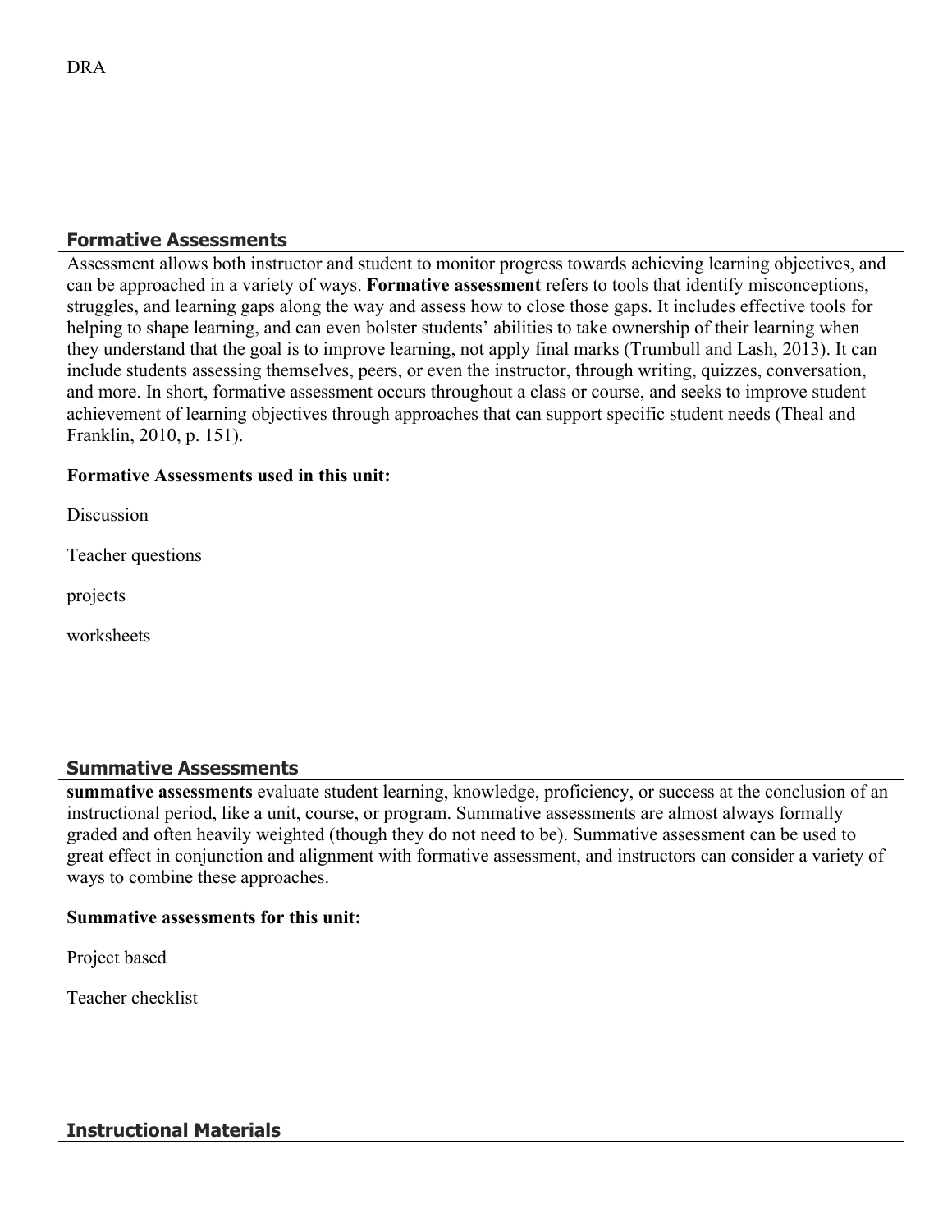DRA

## Formative Assessments

Assessment allows both instructor and student to monitor progress towards achieving learning objectives, and can be approached in a variety of ways. **Formative assessment** refers to tools that identify misconceptions, struggles, and learning gaps along the way and assess how to close those gaps. It includes effective tools for helping to shape learning, and can even bolster students' abilities to take ownership of their learning when they understand that the goal is to improve learning, not apply final marks (Trumbull and Lash, 2013). It can include students assessing themselves, peers, or even the instructor, through writing, quizzes, conversation, and more. In short, formative assessment occurs throughout a class or course, and seeks to improve student achievement of learning objectives through approaches that can support specific student needs (Theal and Franklin, 2010, p. 151).

**Formative Assessments used in this unit:**

Discussion

Teacher questions

projects

worksheets

## Summative Assessments

**summative assessments** evaluate student learning, knowledge, proficiency, or success at the conclusion of an instructional period, like a unit, course, or program. Summative assessments are almost always formally graded and often heavily weighted (though they do not need to be). Summative assessment can be used to great effect in conjunction and alignment with formative assessment, and instructors can consider a variety of ways to combine these approaches.

**Summative assessments for this unit:**

Project based

Teacher checklist

## Instructional Materials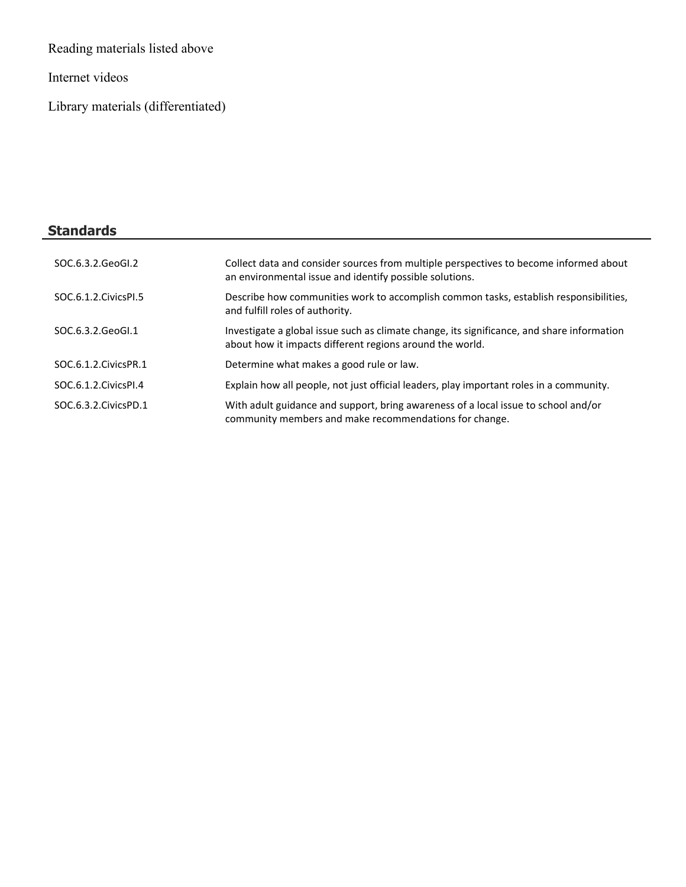Reading materials listed above

Internet videos

Library materials (differentiated)

## Standards

| | |
|---|---|
| SOC.6.3.2.GeoGI.2 | Collect data and consider sources from multiple perspectives to become informed about an environmental issue and identify possible solutions. |
| SOC.6.1.2.CivicsPI.5 | Describe how communities work to accomplish common tasks, establish responsibilities, and fulfill roles of authority. |
| SOC.6.3.2.GeoGI.1 | Investigate a global issue such as climate change, its significance, and share information about how it impacts different regions around the world. |
| SOC.6.1.2.CivicsPR.1 | Determine what makes a good rule or law. |
| SOC.6.1.2.CivicsPI.4 | Explain how all people, not just official leaders, play important roles in a community. |
| SOC.6.3.2.CivicsPD.1 | With adult guidance and support, bring awareness of a local issue to school and/or community members and make recommendations for change. |